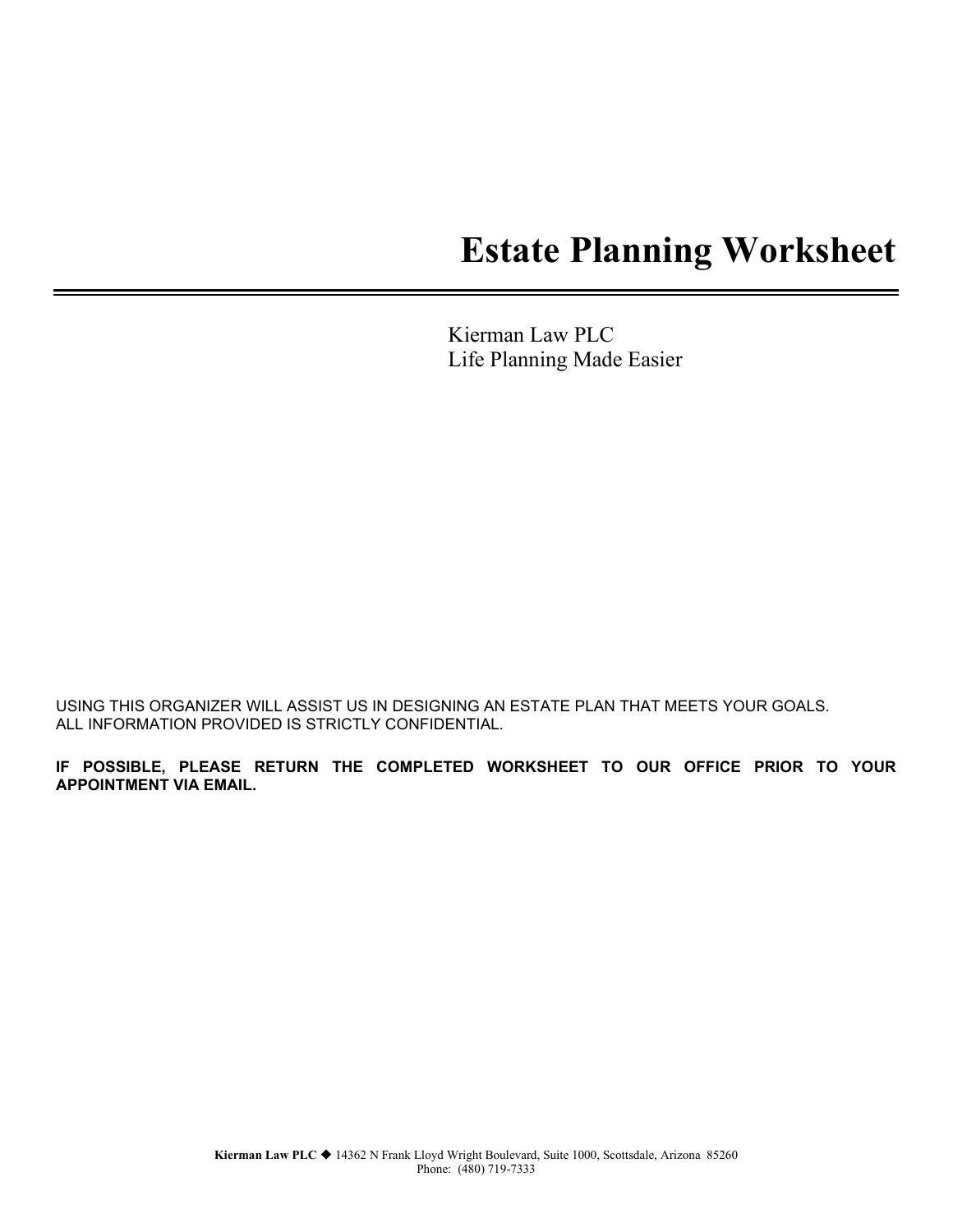# Estate Planning Worksheet

Kierman Law PLC
Life Planning Made Easier

USING THIS ORGANIZER WILL ASSIST US IN DESIGNING AN ESTATE PLAN THAT MEETS YOUR GOALS.
ALL INFORMATION PROVIDED IS STRICTLY CONFIDENTIAL.

**IF POSSIBLE, PLEASE RETURN THE COMPLETED WORKSHEET TO OUR OFFICE PRIOR TO YOUR APPOINTMENT VIA EMAIL.**

**Kierman Law PLC** ◆ 14362 N Frank Lloyd Wright Boulevard, Suite 1000, Scottsdale, Arizona 85260
Phone: (480) 719-7333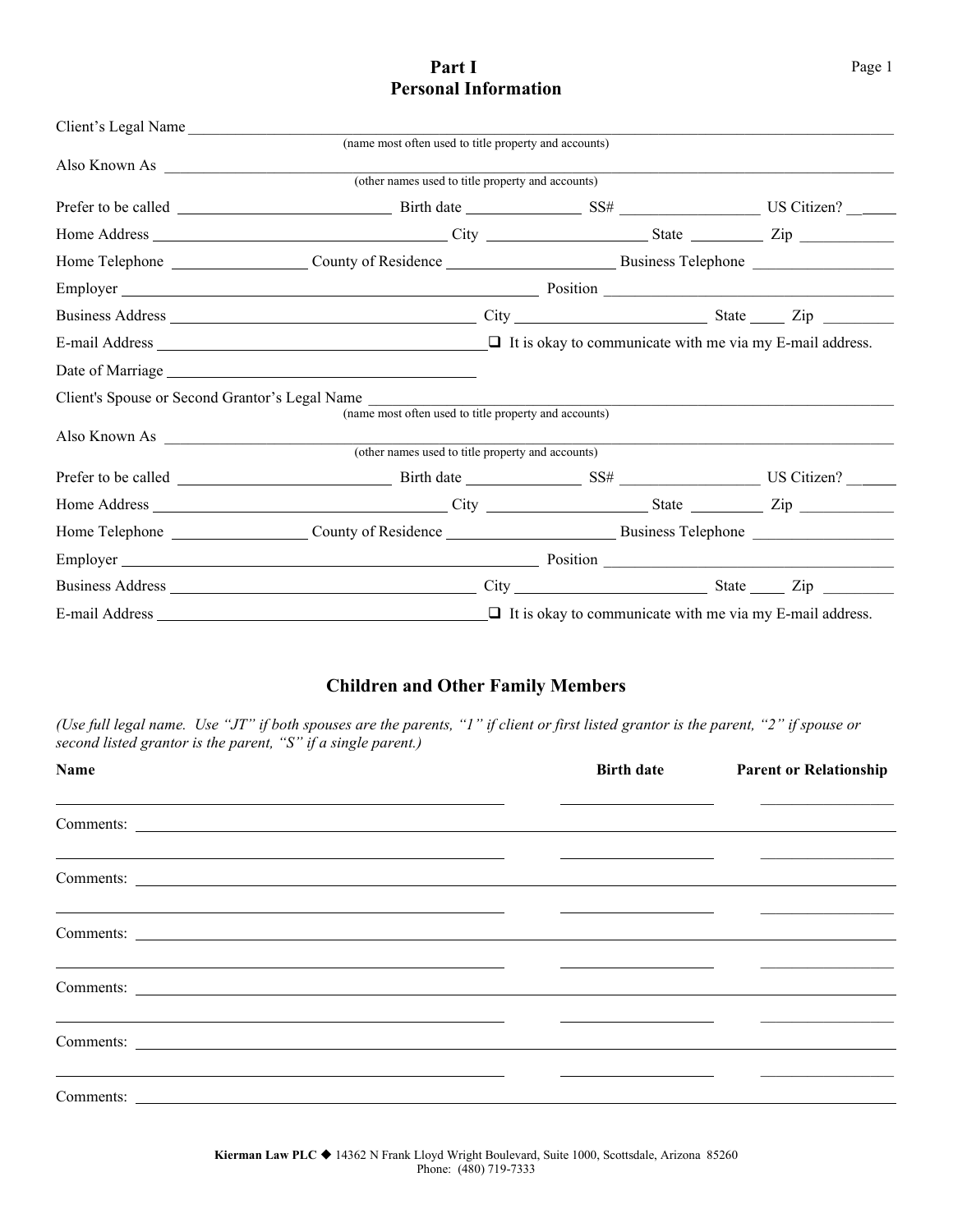# Part I
# Personal Information

Client's Legal Name ____________________________________________
(name most often used to title property and accounts)

Also Known As ____________________________________________
(other names used to title property and accounts)

Prefer to be called ______________ Birth date ____________ SS# ______________ US Citizen? ______

Home Address ______________________ City ______________ State ________ Zip __________

Home Telephone ______________ County of Residence ________________ Business Telephone ______________

Employer ______________________________ Position ______________________

Business Address ______________________ City ________________ State ____ Zip ________

E-mail Address ______________________ ❑ It is okay to communicate with me via my E-mail address.

Date of Marriage ______________________

Client's Spouse or Second Grantor's Legal Name ______________________________
(name most often used to title property and accounts)

Also Known As ____________________________________________
(other names used to title property and accounts)

Prefer to be called ______________ Birth date ____________ SS# ______________ US Citizen? ______

Home Address ______________________ City ______________ State ________ Zip __________

Home Telephone ______________ County of Residence ________________ Business Telephone ______________

Employer ______________________________ Position ______________________

Business Address ______________________ City ________________ State ____ Zip ________

E-mail Address ______________________ ❑ It is okay to communicate with me via my E-mail address.

## Children and Other Family Members

*(Use full legal name. Use "JT" if both spouses are the parents, "1" if client or first listed grantor is the parent, "2" if spouse or second listed grantor is the parent, "S" if a single parent.)*

| Name | Birth date | Parent or Relationship |
|---|---|---|
| | | |
| Comments: | | |
| | | |
| Comments: | | |
| | | |
| Comments: | | |
| | | |
| Comments: | | |
| | | |
| Comments: | | |
| | | |
| Comments: | | |

**Kierman Law PLC** ◆ 14362 N Frank Lloyd Wright Boulevard, Suite 1000, Scottsdale, Arizona 85260
Phone: (480) 719-7333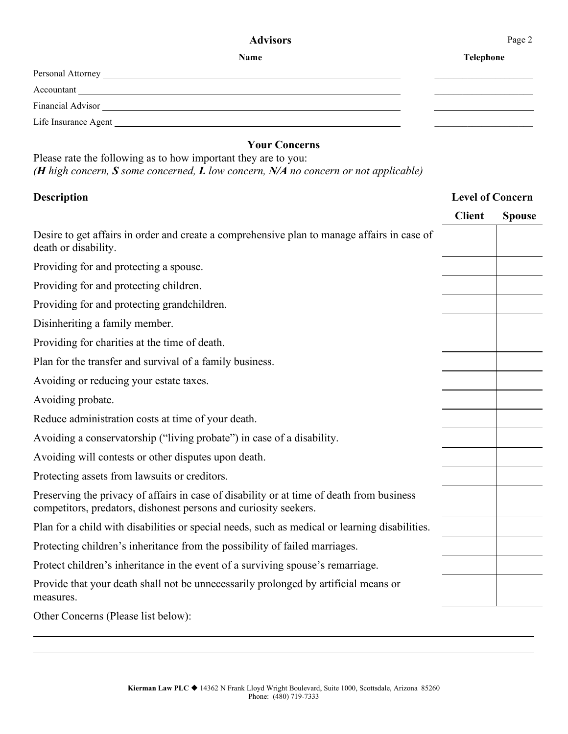## Advisors

| | Name | Telephone |
|---|---|---|
| Personal Attorney | | |
| Accountant | | |
| Financial Advisor | | |
| Life Insurance Agent | | |

## Your Concerns

Please rate the following as to how important they are to you:
*(**H** high concern, **S** some concerned, **L** low concern, **N/A** no concern or not applicable)*

| Description | Level of Concern | |
|---|---|---|
| | **Client** | **Spouse** |
| Desire to get affairs in order and create a comprehensive plan to manage affairs in case of death or disability. | | |
| Providing for and protecting a spouse. | | |
| Providing for and protecting children. | | |
| Providing for and protecting grandchildren. | | |
| Disinheriting a family member. | | |
| Providing for charities at the time of death. | | |
| Plan for the transfer and survival of a family business. | | |
| Avoiding or reducing your estate taxes. | | |
| Avoiding probate. | | |
| Reduce administration costs at time of your death. | | |
| Avoiding a conservatorship ("living probate") in case of a disability. | | |
| Avoiding will contests or other disputes upon death. | | |
| Protecting assets from lawsuits or creditors. | | |
| Preserving the privacy of affairs in case of disability or at time of death from business competitors, predators, dishonest persons and curiosity seekers. | | |
| Plan for a child with disabilities or special needs, such as medical or learning disabilities. | | |
| Protecting children's inheritance from the possibility of failed marriages. | | |
| Protect children's inheritance in the event of a surviving spouse's remarriage. | | |
| Provide that your death shall not be unnecessarily prolonged by artificial means or measures. | | |

Other Concerns (Please list below):

_______________________________________________

_______________________________________________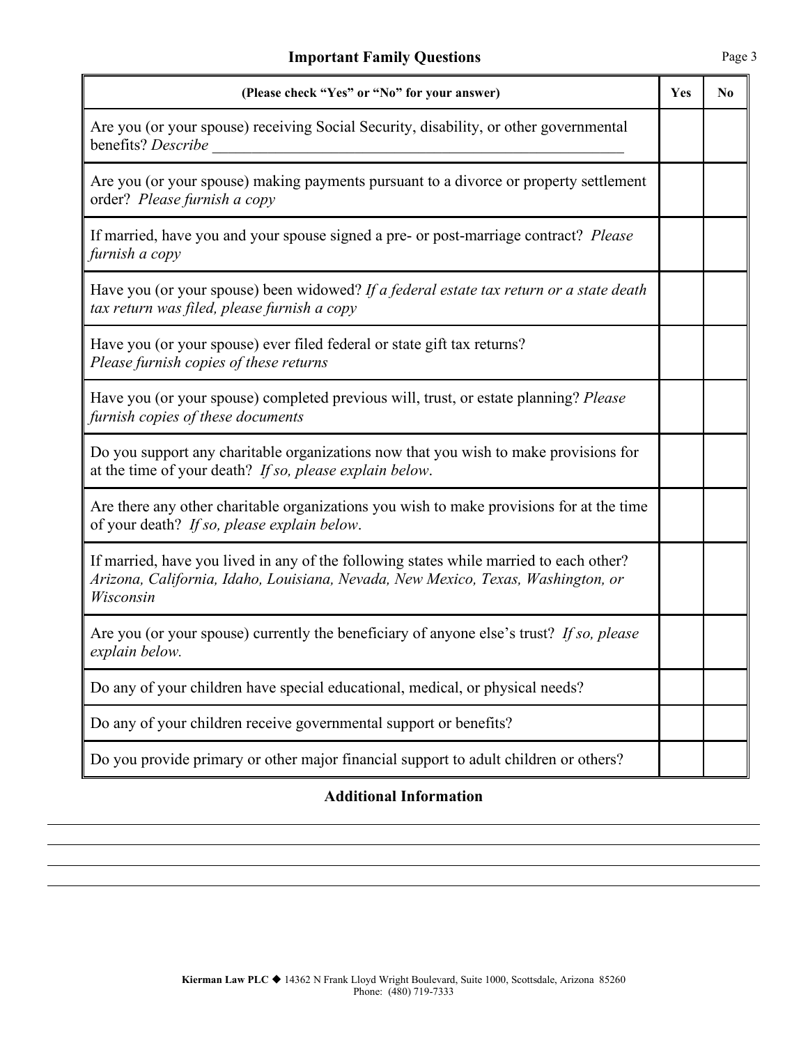## Important Family Questions

| (Please check "Yes" or "No" for your answer) | Yes | No |
|---|---|---|
| Are you (or your spouse) receiving Social Security, disability, or other governmental benefits? *Describe* ________________________________________ | | |
| Are you (or your spouse) making payments pursuant to a divorce or property settlement order? *Please furnish a copy* | | |
| If married, have you and your spouse signed a pre- or post-marriage contract? *Please furnish a copy* | | |
| Have you (or your spouse) been widowed? *If a federal estate tax return or a state death tax return was filed, please furnish a copy* | | |
| Have you (or your spouse) ever filed federal or state gift tax returns? *Please furnish copies of these returns* | | |
| Have you (or your spouse) completed previous will, trust, or estate planning? *Please furnish copies of these documents* | | |
| Do you support any charitable organizations now that you wish to make provisions for at the time of your death? *If so, please explain below*. | | |
| Are there any other charitable organizations you wish to make provisions for at the time of your death? *If so, please explain below*. | | |
| If married, have you lived in any of the following states while married to each other? *Arizona, California, Idaho, Louisiana, Nevada, New Mexico, Texas, Washington, or Wisconsin* | | |
| Are you (or your spouse) currently the beneficiary of anyone else's trust? *If so, please explain below.* | | |
| Do any of your children have special educational, medical, or physical needs? | | |
| Do any of your children receive governmental support or benefits? | | |
| Do you provide primary or other major financial support to adult children or others? | | |

### Additional Information

______________________________________________________________________

______________________________________________________________________

______________________________________________________________________

______________________________________________________________________

**Kierman Law PLC** ◆ 14362 N Frank Lloyd Wright Boulevard, Suite 1000, Scottsdale, Arizona 85260
Phone: (480) 719-7333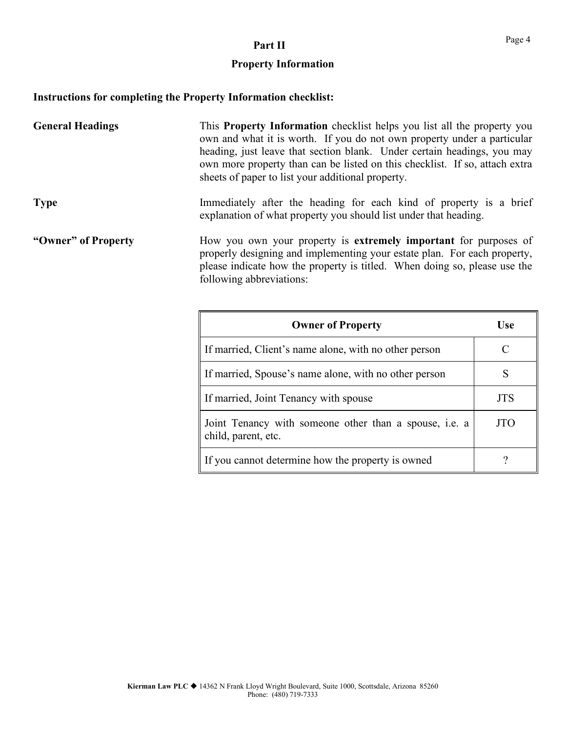## Part II

## Property Information

**Instructions for completing the Property Information checklist:**

**General Headings**

This **Property Information** checklist helps you list all the property you own and what it is worth. If you do not own property under a particular heading, just leave that section blank. Under certain headings, you may own more property than can be listed on this checklist. If so, attach extra sheets of paper to list your additional property.

**Type**

Immediately after the heading for each kind of property is a brief explanation of what property you should list under that heading.

**"Owner" of Property**

How you own your property is **extremely important** for purposes of properly designing and implementing your estate plan. For each property, please indicate how the property is titled. When doing so, please use the following abbreviations:

| Owner of Property | Use |
|---|---|
| If married, Client's name alone, with no other person | C |
| If married, Spouse's name alone, with no other person | S |
| If married, Joint Tenancy with spouse | JTS |
| Joint Tenancy with someone other than a spouse, i.e. a child, parent, etc. | JTO |
| If you cannot determine how the property is owned | ? |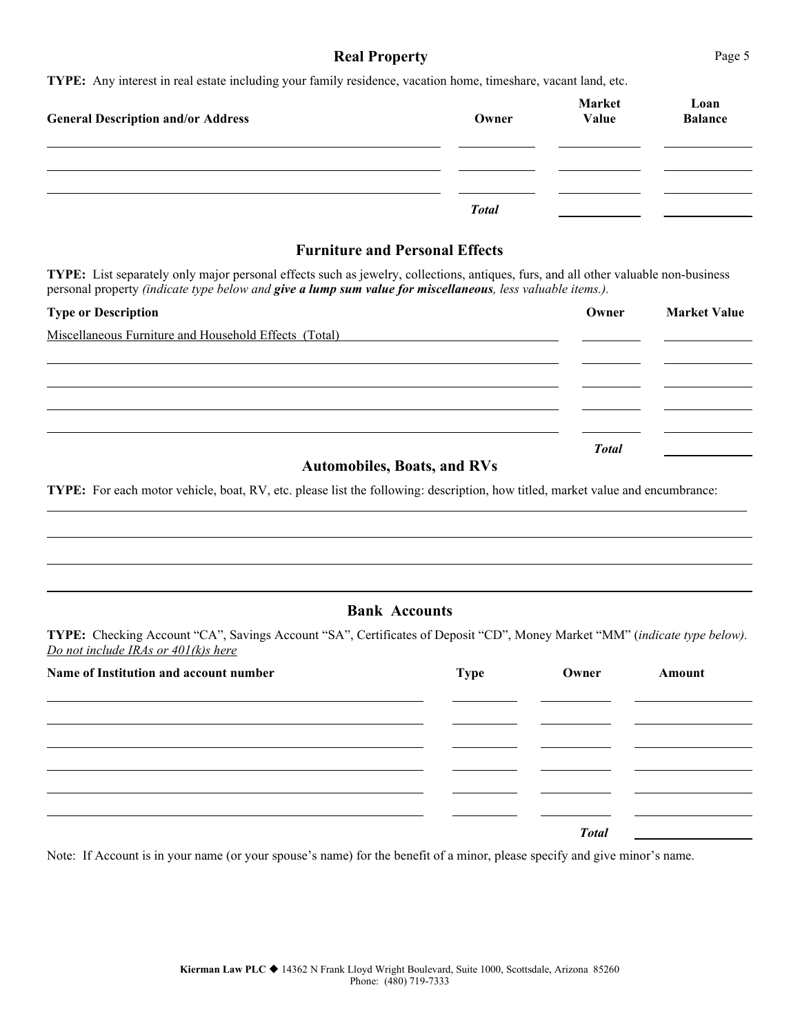## Real Property

**TYPE:** Any interest in real estate including your family residence, vacation home, timeshare, vacant land, etc.

| General Description and/or Address | Owner | Market Value | Loan Balance |
|---|---|---|---|
| | | | |
| | | | |
| | | | |
| | ***Total*** | | |

## Furniture and Personal Effects

**TYPE:** List separately only major personal effects such as jewelry, collections, antiques, furs, and all other valuable non-business personal property *(indicate type below and **give a lump sum value for miscellaneous**, less valuable items.).*

| Type or Description | Owner | Market Value |
|---|---|---|
| Miscellaneous Furniture and Household Effects (Total) | | |
| | | |
| | | |
| | | |
| | | |
| | ***Total*** | |

## Automobiles, Boats, and RVs

**TYPE:** For each motor vehicle, boat, RV, etc. please list the following: description, how titled, market value and encumbrance:

______________________________________________________________________

______________________________________________________________________

______________________________________________________________________

______________________________________________________________________

## Bank Accounts

**TYPE:** Checking Account "CA", Savings Account "SA", Certificates of Deposit "CD", Money Market "MM" (*indicate type below). Do not include IRAs or 401(k)s here*

| Name of Institution and account number | Type | Owner | Amount |
|---|---|---|---|
| | | | |
| | | | |
| | | | |
| | | | |
| | | | |
| | | | |
| | | ***Total*** | |

Note: If Account is in your name (or your spouse's name) for the benefit of a minor, please specify and give minor's name.

**Kierman Law PLC** ◆ 14362 N Frank Lloyd Wright Boulevard, Suite 1000, Scottsdale, Arizona 85260
Phone: (480) 719-7333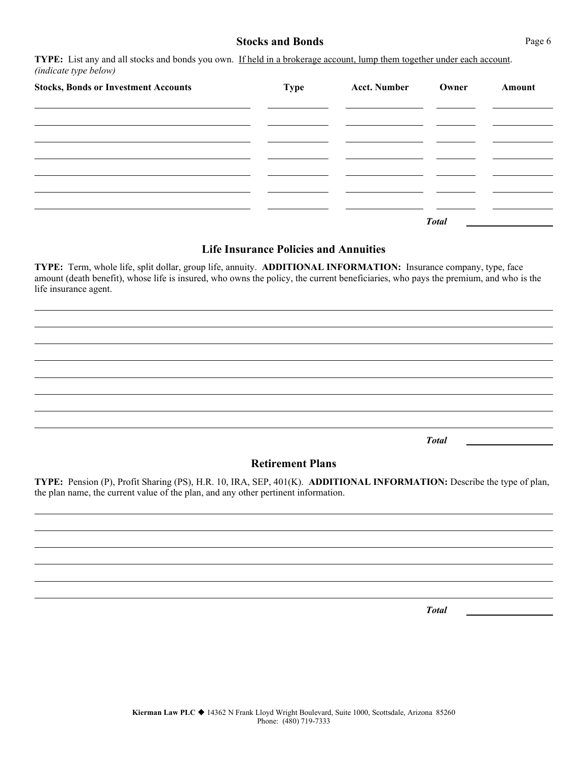## Stocks and Bonds

**TYPE:** List any and all stocks and bonds you own. <u>If held in a brokerage account, lump them together under each account</u>. *(indicate type below)*

| Stocks, Bonds or Investment Accounts | Type | Acct. Number | Owner | Amount |
|---|---|---|---|---|
| | | | | |
| | | | | |
| | | | | |
| | | | | |
| | | | | |
| | | | | |
| | | | | |
| | | | ***Total*** | |

## Life Insurance Policies and Annuities

**TYPE:** Term, whole life, split dollar, group life, annuity. **ADDITIONAL INFORMATION:** Insurance company, type, face amount (death benefit), whose life is insured, who owns the policy, the current beneficiaries, who pays the premium, and who is the life insurance agent.

______________________________________________________________________

______________________________________________________________________

______________________________________________________________________

______________________________________________________________________

______________________________________________________________________

______________________________________________________________________

______________________________________________________________________

______________________________________________________________________

***Total*** ____________

## Retirement Plans

**TYPE:** Pension (P), Profit Sharing (PS), H.R. 10, IRA, SEP, 401(K). **ADDITIONAL INFORMATION:** Describe the type of plan, the plan name, the current value of the plan, and any other pertinent information.

______________________________________________________________________

______________________________________________________________________

______________________________________________________________________

______________________________________________________________________

______________________________________________________________________

______________________________________________________________________

***Total*** ____________

**Kierman Law PLC** ◆ 14362 N Frank Lloyd Wright Boulevard, Suite 1000, Scottsdale, Arizona 85260
Phone: (480) 719-7333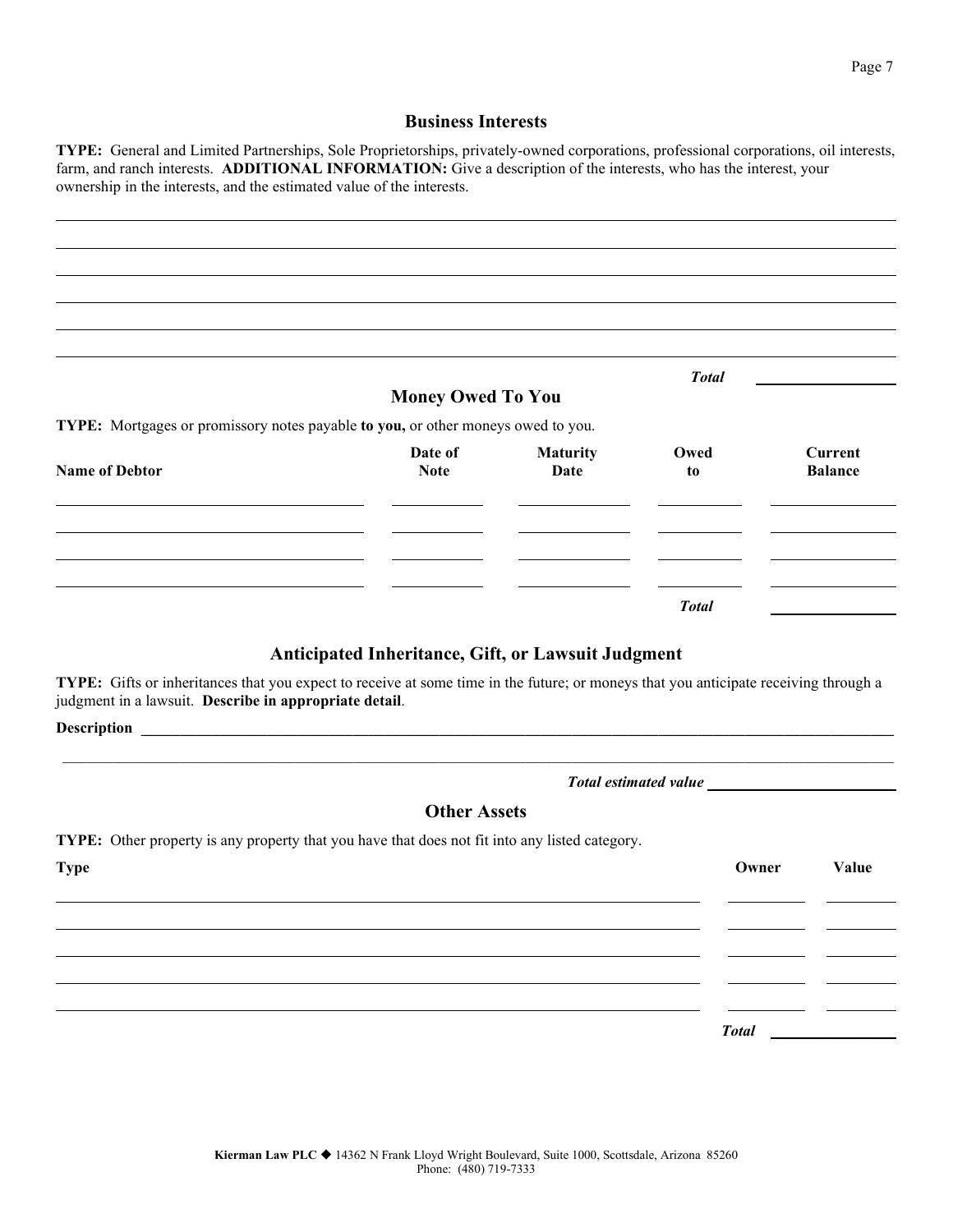## Business Interests

**TYPE:** General and Limited Partnerships, Sole Proprietorships, privately-owned corporations, professional corporations, oil interests, farm, and ranch interests. **ADDITIONAL INFORMATION:** Give a description of the interests, who has the interest, your ownership in the interests, and the estimated value of the interests.

______________________________________________________________________________

______________________________________________________________________________

______________________________________________________________________________

______________________________________________________________________________

______________________________________________________________________________

______________________________________________________________________________

***Total*** ______________

## Money Owed To You

**TYPE:** Mortgages or promissory notes payable **to you,** or other moneys owed to you.

| Name of Debtor | Date of Note | Maturity Date | Owed to | Current Balance |
|---|---|---|---|---|
| | | | | |
| | | | | |
| | | | | |
| | | | | |
| | | | ***Total*** | |

## Anticipated Inheritance, Gift, or Lawsuit Judgment

**TYPE:** Gifts or inheritances that you expect to receive at some time in the future; or moneys that you anticipate receiving through a judgment in a lawsuit. **Describe in appropriate detail**.

**Description** ______________________________________________________________________________

______________________________________________________________________________

***Total estimated value*** ______________

## Other Assets

**TYPE:** Other property is any property that you have that does not fit into any listed category.

| Type | Owner | Value |
|---|---|---|
| | | |
| | | |
| | | |
| | | |
| | | |
| | ***Total*** | |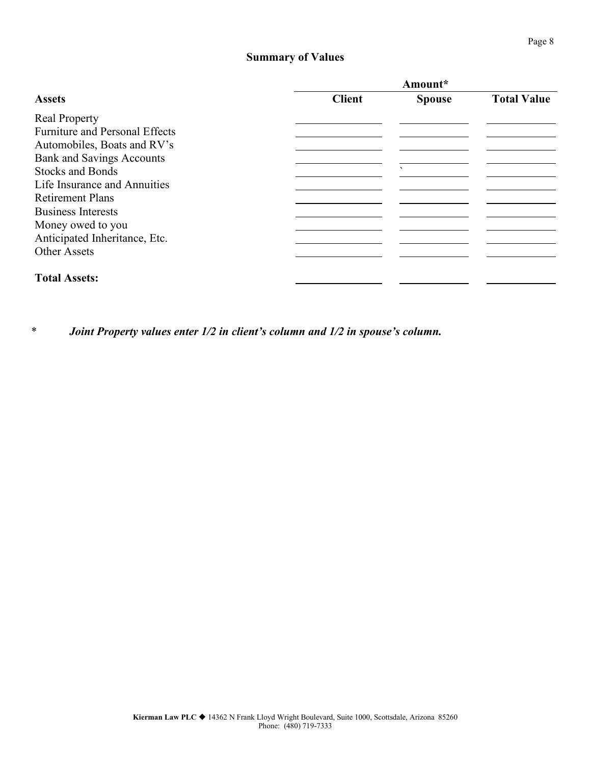## Summary of Values

| Assets | Amount* | | |
|---|---|---|---|
| | Client | Spouse | Total Value |
| Real Property | | | |
| Furniture and Personal Effects | | | |
| Automobiles, Boats and RV's | | | |
| Bank and Savings Accounts | | | |
| Stocks and Bonds | | ` | |
| Life Insurance and Annuities | | | |
| Retirement Plans | | | |
| Business Interests | | | |
| Money owed to you | | | |
| Anticipated Inheritance, Etc. | | | |
| Other Assets | | | |
| **Total Assets:** | | | |

\* ***Joint Property values enter 1/2 in client's column and 1/2 in spouse's column.***

**Kierman Law PLC** ◆ 14362 N Frank Lloyd Wright Boulevard, Suite 1000, Scottsdale, Arizona 85260
Phone: (480) 719-7333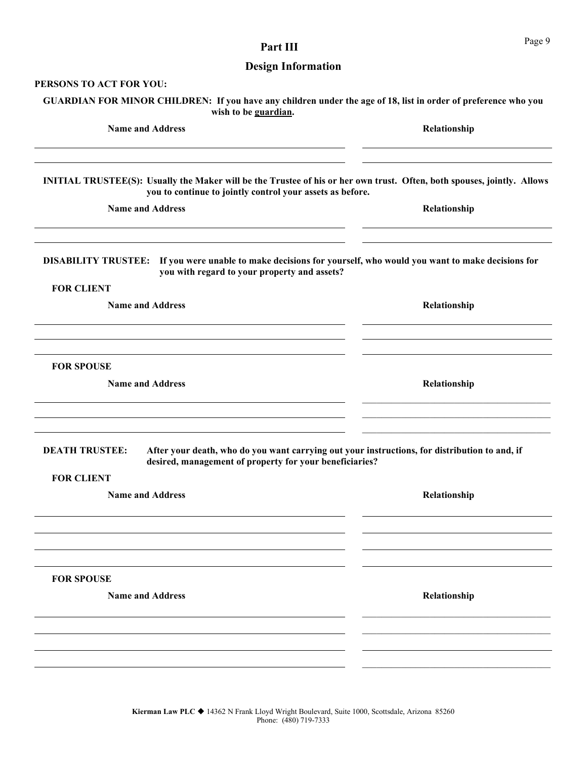# Part III

## Design Information

**PERSONS TO ACT FOR YOU:**

**GUARDIAN FOR MINOR CHILDREN: If you have any children under the age of 18, list in order of preference who you wish to be <u>guardian</u>.**

| Name and Address | Relationship |
|---|---|
| | |
| | |

**INITIAL TRUSTEE(S): Usually the Maker will be the Trustee of his or her own trust. Often, both spouses, jointly. Allows you to continue to jointly control your assets as before.**

| Name and Address | Relationship |
|---|---|
| | |
| | |

**DISABILITY TRUSTEE: If you were unable to make decisions for yourself, who would you want to make decisions for you with regard to your property and assets?**

**FOR CLIENT**

| Name and Address | Relationship |
|---|---|
| | |
| | |
| | |

**FOR SPOUSE**

| Name and Address | Relationship |
|---|---|
| | |
| | |
| | |

**DEATH TRUSTEE: After your death, who do you want carrying out your instructions, for distribution to and, if desired, management of property for your beneficiaries?**

**FOR CLIENT**

| Name and Address | Relationship |
|---|---|
| | |
| | |
| | |
| | |

**FOR SPOUSE**

| Name and Address | Relationship |
|---|---|
| | |
| | |
| | |
| | |

**Kierman Law PLC** ◆ 14362 N Frank Lloyd Wright Boulevard, Suite 1000, Scottsdale, Arizona 85260
Phone: (480) 719-7333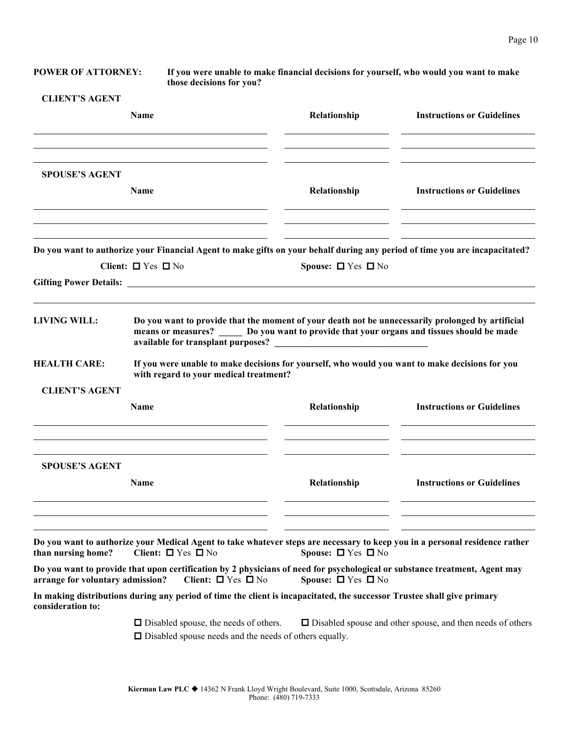**POWER OF ATTORNEY:** **If you were unable to make financial decisions for yourself, who would you want to make those decisions for you?**

**CLIENT'S AGENT**

| Name | Relationship | Instructions or Guidelines |
|---|---|---|
| | | |
| | | |
| | | |

**SPOUSE'S AGENT**

| Name | Relationship | Instructions or Guidelines |
|---|---|---|
| | | |
| | | |
| | | |

**Do you want to authorize your Financial Agent to make gifts on your behalf during any period of time you are incapacitated?**

**Client:** ☐ Yes ☐ No **Spouse:** ☐ Yes ☐ No

**Gifting Power Details:** ______________________________________________

______________________________________________

**LIVING WILL:** **Do you want to provide that the moment of your death not be unnecessarily prolonged by artificial means or measures? _____ Do you want to provide that your organs and tissues should be made available for transplant purposes? ________________________________**

**HEALTH CARE:** **If you were unable to make decisions for yourself, who would you want to make decisions for you with regard to your medical treatment?**

**CLIENT'S AGENT**

| Name | Relationship | Instructions or Guidelines |
|---|---|---|
| | | |
| | | |
| | | |

**SPOUSE'S AGENT**

| Name | Relationship | Instructions or Guidelines |
|---|---|---|
| | | |
| | | |
| | | |

**Do you want to authorize your Medical Agent to take whatever steps are necessary to keep you in a personal residence rather than nursing home?** **Client:** ☐ Yes ☐ No **Spouse:** ☐ Yes ☐ No

**Do you want to provide that upon certification by 2 physicians of need for psychological or substance treatment, Agent may arrange for voluntary admission?** **Client:** ☐ Yes ☐ No **Spouse:** ☐ Yes ☐ No

**In making distributions during any period of time the client is incapacitated, the successor Trustee shall give primary consideration to:**

☐ Disabled spouse, the needs of others. ☐ Disabled spouse and other spouse, and then needs of others

☐ Disabled spouse needs and the needs of others equally.

**Kierman Law PLC** ◆ 14362 N Frank Lloyd Wright Boulevard, Suite 1000, Scottsdale, Arizona 85260
Phone: (480) 719-7333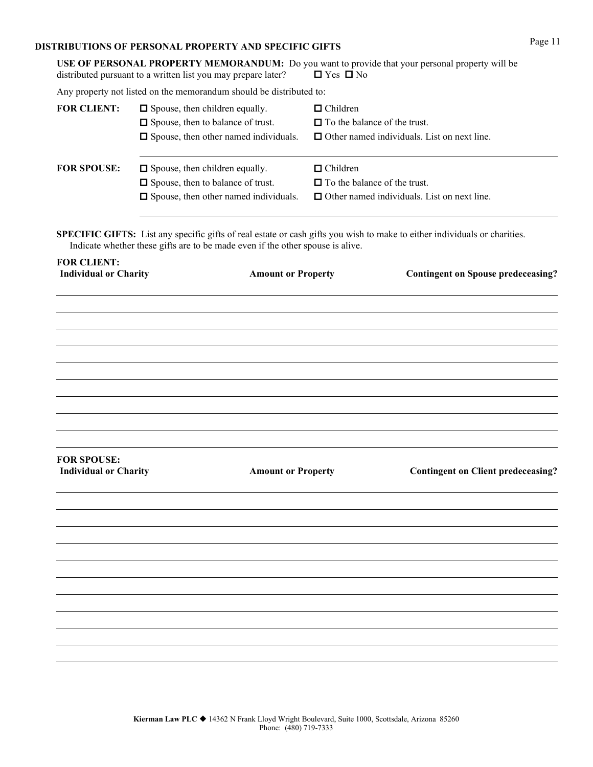## DISTRIBUTIONS OF PERSONAL PROPERTY AND SPECIFIC GIFTS

**USE OF PERSONAL PROPERTY MEMORANDUM:** Do you want to provide that your personal property will be distributed pursuant to a written list you may prepare later? ☐ Yes ☐ No

Any property not listed on the memorandum should be distributed to:

**FOR CLIENT:**

- ☐ Spouse, then children equally.
- ☐ Spouse, then to balance of trust.
- ☐ Spouse, then other named individuals.
- ☐ Children
- ☐ To the balance of the trust.
- ☐ Other named individuals. List on next line.

______________________________________________________________________

**FOR SPOUSE:**

- ☐ Spouse, then children equally.
- ☐ Spouse, then to balance of trust.
- ☐ Spouse, then other named individuals.
- ☐ Children
- ☐ To the balance of the trust.
- ☐ Other named individuals. List on next line.

______________________________________________________________________

**SPECIFIC GIFTS:** List any specific gifts of real estate or cash gifts you wish to make to either individuals or charities. Indicate whether these gifts are to be made even if the other spouse is alive.

**FOR CLIENT:**

| Individual or Charity | Amount or Property | Contingent on Spouse predeceasing? |
|---|---|---|
| | | |
| | | |
| | | |
| | | |
| | | |
| | | |
| | | |
| | | |
| | | |
| | | |

**FOR SPOUSE:**

| Individual or Charity | Amount or Property | Contingent on Client predeceasing? |
|---|---|---|
| | | |
| | | |
| | | |
| | | |
| | | |
| | | |
| | | |
| | | |
| | | |
| | | |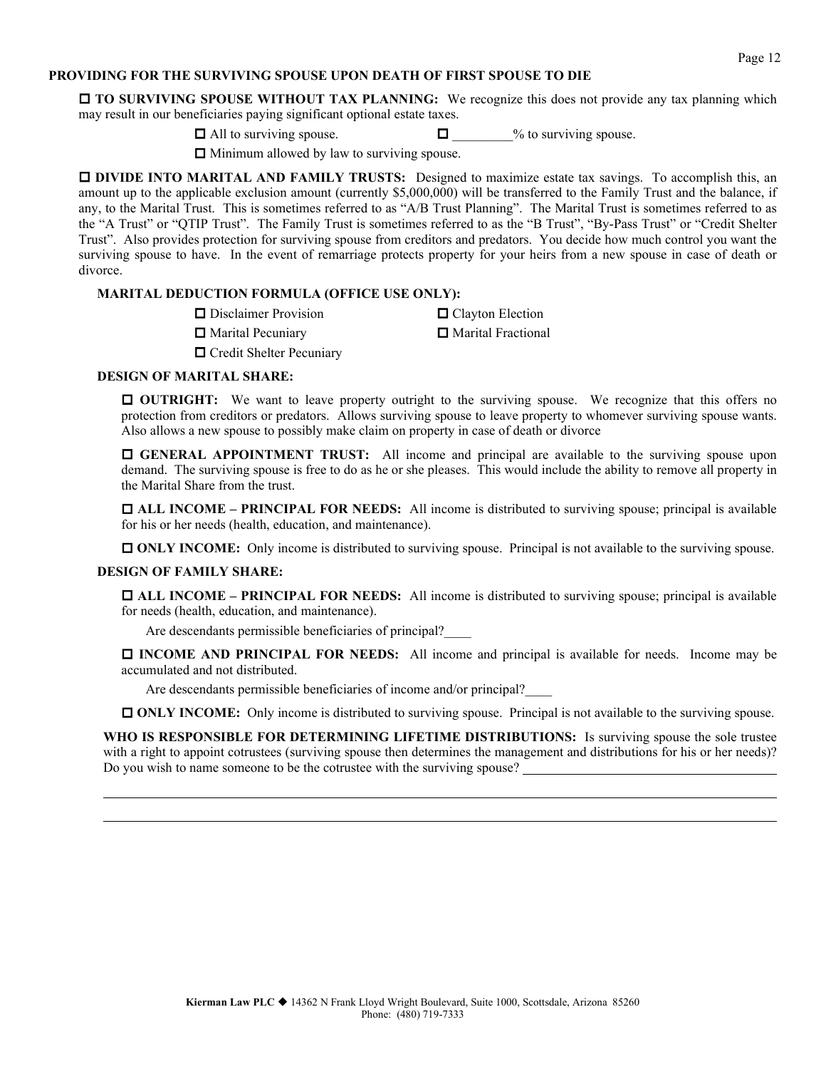## PROVIDING FOR THE SURVIVING SPOUSE UPON DEATH OF FIRST SPOUSE TO DIE

☐ **TO SURVIVING SPOUSE WITHOUT TAX PLANNING:** We recognize this does not provide any tax planning which may result in our beneficiaries paying significant optional estate taxes.

☐ All to surviving spouse. ☐ _________% to surviving spouse.

☐ Minimum allowed by law to surviving spouse.

☐ **DIVIDE INTO MARITAL AND FAMILY TRUSTS:** Designed to maximize estate tax savings. To accomplish this, an amount up to the applicable exclusion amount (currently $5,000,000) will be transferred to the Family Trust and the balance, if any, to the Marital Trust. This is sometimes referred to as "A/B Trust Planning". The Marital Trust is sometimes referred to as the "A Trust" or "QTIP Trust". The Family Trust is sometimes referred to as the "B Trust", "By-Pass Trust" or "Credit Shelter Trust". Also provides protection for surviving spouse from creditors and predators. You decide how much control you want the surviving spouse to have. In the event of remarriage protects property for your heirs from a new spouse in case of death or divorce.

### MARITAL DEDUCTION FORMULA (OFFICE USE ONLY):

☐ Disclaimer Provision ☐ Clayton Election

☐ Marital Pecuniary ☐ Marital Fractional

☐ Credit Shelter Pecuniary

### DESIGN OF MARITAL SHARE:

☐ **OUTRIGHT:** We want to leave property outright to the surviving spouse. We recognize that this offers no protection from creditors or predators. Allows surviving spouse to leave property to whomever surviving spouse wants. Also allows a new spouse to possibly make claim on property in case of death or divorce

☐ **GENERAL APPOINTMENT TRUST:** All income and principal are available to the surviving spouse upon demand. The surviving spouse is free to do as he or she pleases. This would include the ability to remove all property in the Marital Share from the trust.

☐ **ALL INCOME – PRINCIPAL FOR NEEDS:** All income is distributed to surviving spouse; principal is available for his or her needs (health, education, and maintenance).

☐ **ONLY INCOME:** Only income is distributed to surviving spouse. Principal is not available to the surviving spouse.

### DESIGN OF FAMILY SHARE:

☐ **ALL INCOME – PRINCIPAL FOR NEEDS:** All income is distributed to surviving spouse; principal is available for needs (health, education, and maintenance).

Are descendants permissible beneficiaries of principal?____

☐ **INCOME AND PRINCIPAL FOR NEEDS:** All income and principal is available for needs. Income may be accumulated and not distributed.

Are descendants permissible beneficiaries of income and/or principal?____

☐ **ONLY INCOME:** Only income is distributed to surviving spouse. Principal is not available to the surviving spouse.

**WHO IS RESPONSIBLE FOR DETERMINING LIFETIME DISTRIBUTIONS:** Is surviving spouse the sole trustee with a right to appoint cotrustees (surviving spouse then determines the management and distributions for his or her needs)? Do you wish to name someone to be the cotrustee with the surviving spouse? ______________________________________

______________________________________________________________________________

______________________________________________________________________________

**Kierman Law PLC** ◆ 14362 N Frank Lloyd Wright Boulevard, Suite 1000, Scottsdale, Arizona 85260
Phone: (480) 719-7333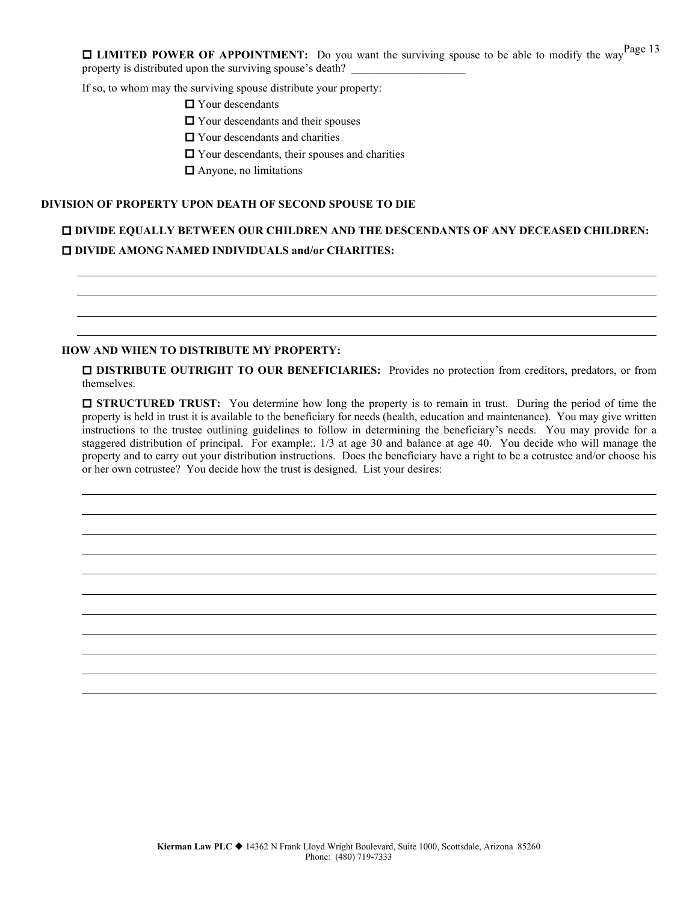☐ **LIMITED POWER OF APPOINTMENT:** Do you want the surviving spouse to be able to modify the way property is distributed upon the surviving spouse's death? ____________________

If so, to whom may the surviving spouse distribute your property:

- ☐ Your descendants
- ☐ Your descendants and their spouses
- ☐ Your descendants and charities
- ☐ Your descendants, their spouses and charities
- ☐ Anyone, no limitations

**DIVISION OF PROPERTY UPON DEATH OF SECOND SPOUSE TO DIE**

☐ **DIVIDE EQUALLY BETWEEN OUR CHILDREN AND THE DESCENDANTS OF ANY DECEASED CHILDREN:**

☐ **DIVIDE AMONG NAMED INDIVIDUALS and/or CHARITIES:**

______________________________________________________________________________

______________________________________________________________________________

______________________________________________________________________________

______________________________________________________________________________

**HOW AND WHEN TO DISTRIBUTE MY PROPERTY:**

☐ **DISTRIBUTE OUTRIGHT TO OUR BENEFICIARIES:** Provides no protection from creditors, predators, or from themselves.

☐ **STRUCTURED TRUST:** You determine how long the property is to remain in trust. During the period of time the property is held in trust it is available to the beneficiary for needs (health, education and maintenance). You may give written instructions to the trustee outlining guidelines to follow in determining the beneficiary's needs. You may provide for a staggered distribution of principal. For example:. 1/3 at age 30 and balance at age 40. You decide who will manage the property and to carry out your distribution instructions. Does the beneficiary have a right to be a cotrustee and/or choose his or her own cotrustee? You decide how the trust is designed. List your desires:

______________________________________________________________________________

______________________________________________________________________________

______________________________________________________________________________

______________________________________________________________________________

______________________________________________________________________________

______________________________________________________________________________

______________________________________________________________________________

______________________________________________________________________________

______________________________________________________________________________

______________________________________________________________________________

______________________________________________________________________________

**Kierman Law PLC** ◆ 14362 N Frank Lloyd Wright Boulevard, Suite 1000, Scottsdale, Arizona 85260
Phone: (480) 719-7333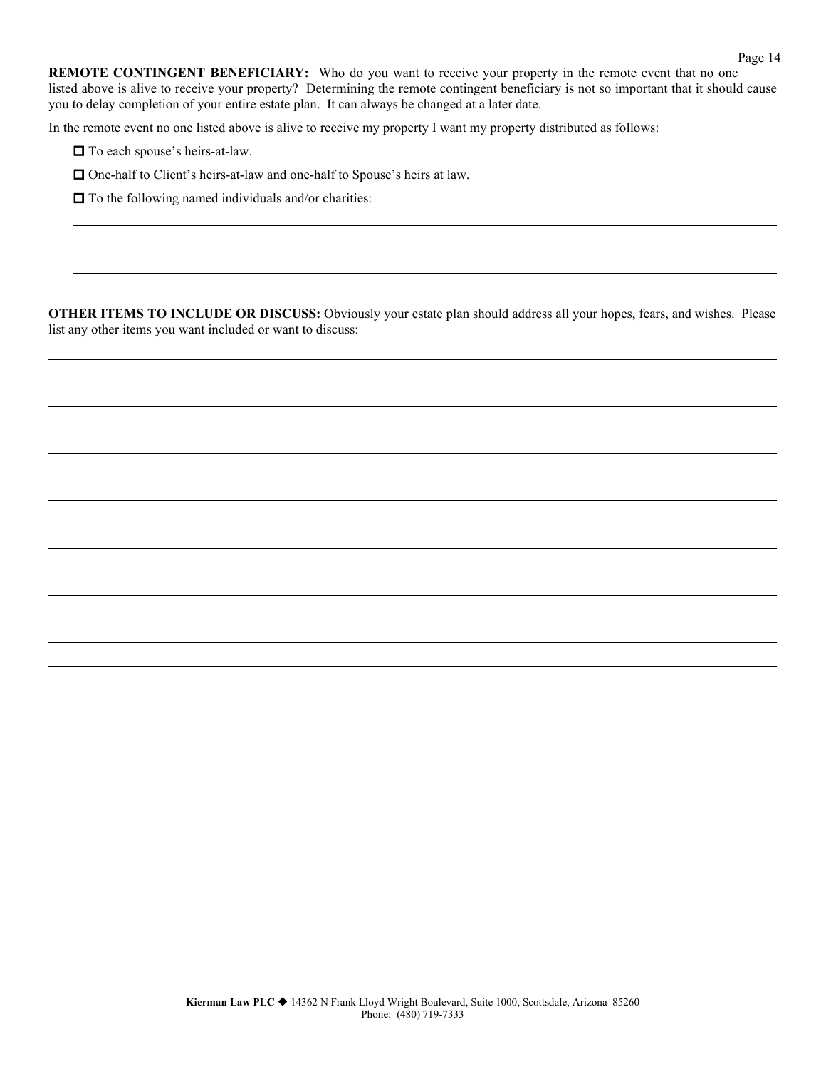**REMOTE CONTINGENT BENEFICIARY:** Who do you want to receive your property in the remote event that no one listed above is alive to receive your property? Determining the remote contingent beneficiary is not so important that it should cause you to delay completion of your entire estate plan. It can always be changed at a later date.

In the remote event no one listed above is alive to receive my property I want my property distributed as follows:

- ☐ To each spouse's heirs-at-law.
- ☐ One-half to Client's heirs-at-law and one-half to Spouse's heirs at law.
- ☐ To the following named individuals and/or charities:

______________________________________________________________________________

______________________________________________________________________________

______________________________________________________________________________

______________________________________________________________________________

**OTHER ITEMS TO INCLUDE OR DISCUSS:** Obviously your estate plan should address all your hopes, fears, and wishes. Please list any other items you want included or want to discuss:

______________________________________________________________________________

______________________________________________________________________________

______________________________________________________________________________

______________________________________________________________________________

______________________________________________________________________________

______________________________________________________________________________

______________________________________________________________________________

______________________________________________________________________________

______________________________________________________________________________

______________________________________________________________________________

______________________________________________________________________________

______________________________________________________________________________

______________________________________________________________________________

**Kierman Law PLC** ◆ 14362 N Frank Lloyd Wright Boulevard, Suite 1000, Scottsdale, Arizona 85260
Phone: (480) 719-7333